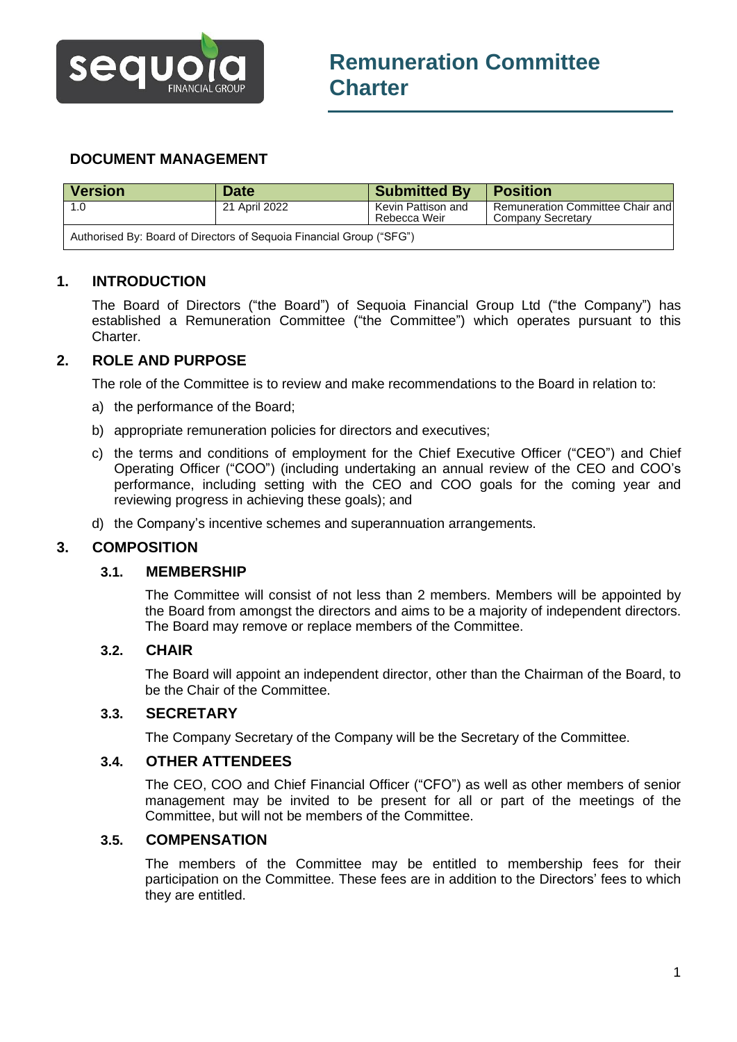# Remuneration Committee Charter

## DOCUMENT MANAGEMENT

| Version | Date | Submitted By | Position |
|---|---|---|---|
| 1.0 | 21 April 2022 | Kevin Pattison and Rebecca Weir | Remuneration Committee Chair and Company Secretary |
| Authorised By: Board of Directors of Sequoia Financial Group ("SFG") | | | |

## 1. INTRODUCTION

The Board of Directors ("the Board") of Sequoia Financial Group Ltd ("the Company") has established a Remuneration Committee ("the Committee") which operates pursuant to this Charter.

## 2. ROLE AND PURPOSE

The role of the Committee is to review and make recommendations to the Board in relation to:

a) the performance of the Board;

b) appropriate remuneration policies for directors and executives;

c) the terms and conditions of employment for the Chief Executive Officer ("CEO") and Chief Operating Officer ("COO") (including undertaking an annual review of the CEO and COO's performance, including setting with the CEO and COO goals for the coming year and reviewing progress in achieving these goals); and

d) the Company's incentive schemes and superannuation arrangements.

## 3. COMPOSITION

### 3.1. MEMBERSHIP

The Committee will consist of not less than 2 members. Members will be appointed by the Board from amongst the directors and aims to be a majority of independent directors. The Board may remove or replace members of the Committee.

### 3.2. CHAIR

The Board will appoint an independent director, other than the Chairman of the Board, to be the Chair of the Committee.

### 3.3. SECRETARY

The Company Secretary of the Company will be the Secretary of the Committee.

### 3.4. OTHER ATTENDEES

The CEO, COO and Chief Financial Officer ("CFO") as well as other members of senior management may be invited to be present for all or part of the meetings of the Committee, but will not be members of the Committee.

### 3.5. COMPENSATION

The members of the Committee may be entitled to membership fees for their participation on the Committee. These fees are in addition to the Directors' fees to which they are entitled.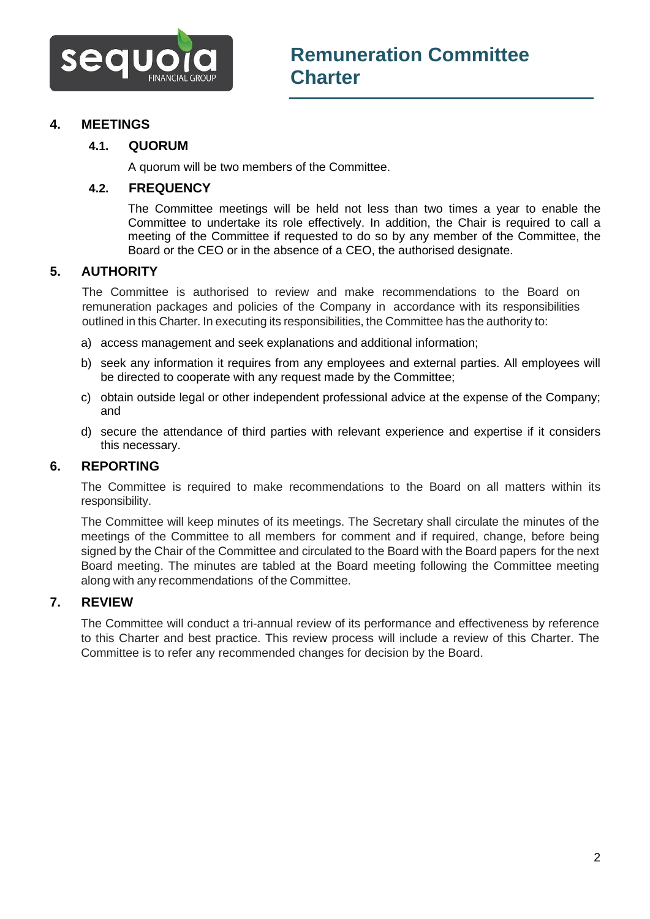## 4. MEETINGS

### 4.1. QUORUM

A quorum will be two members of the Committee.

### 4.2. FREQUENCY

The Committee meetings will be held not less than two times a year to enable the Committee to undertake its role effectively. In addition, the Chair is required to call a meeting of the Committee if requested to do so by any member of the Committee, the Board or the CEO or in the absence of a CEO, the authorised designate.

## 5. AUTHORITY

The Committee is authorised to review and make recommendations to the Board on remuneration packages and policies of the Company in accordance with its responsibilities outlined in this Charter. In executing its responsibilities, the Committee has the authority to:

a) access management and seek explanations and additional information;

b) seek any information it requires from any employees and external parties. All employees will be directed to cooperate with any request made by the Committee;

c) obtain outside legal or other independent professional advice at the expense of the Company; and

d) secure the attendance of third parties with relevant experience and expertise if it considers this necessary.

## 6. REPORTING

The Committee is required to make recommendations to the Board on all matters within its responsibility.

The Committee will keep minutes of its meetings. The Secretary shall circulate the minutes of the meetings of the Committee to all members for comment and if required, change, before being signed by the Chair of the Committee and circulated to the Board with the Board papers for the next Board meeting. The minutes are tabled at the Board meeting following the Committee meeting along with any recommendations of the Committee.

## 7. REVIEW

The Committee will conduct a tri-annual review of its performance and effectiveness by reference to this Charter and best practice. This review process will include a review of this Charter. The Committee is to refer any recommended changes for decision by the Board.